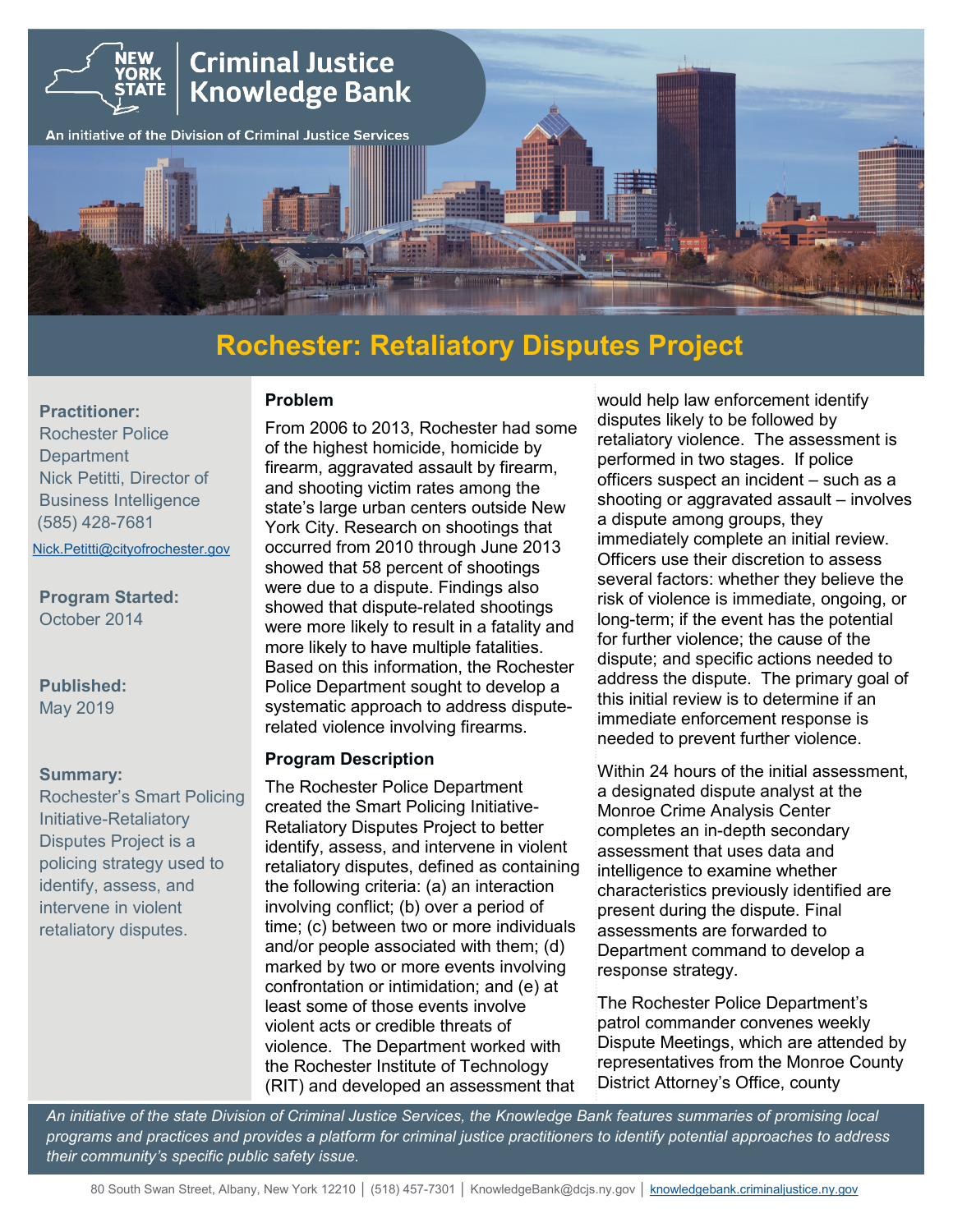# New York State Criminal Justice Knowledge Bank

An initiative of the Division of Criminal Justice Services

## Rochester: Retaliatory Disputes Project

**Practitioner:**
Rochester Police Department
Nick Petitti, Director of Business Intelligence
(585) 428-7681
Nick.Petitti@cityofrochester.gov

**Program Started:**
October 2014

**Published:**
May 2019

**Summary:**
Rochester's Smart Policing Initiative-Retaliatory Disputes Project is a policing strategy used to identify, assess, and intervene in violent retaliatory disputes.

### Problem

From 2006 to 2013, Rochester had some of the highest homicide, homicide by firearm, aggravated assault by firearm, and shooting victim rates among the state's large urban centers outside New York City. Research on shootings that occurred from 2010 through June 2013 showed that 58 percent of shootings were due to a dispute. Findings also showed that dispute-related shootings were more likely to result in a fatality and more likely to have multiple fatalities. Based on this information, the Rochester Police Department sought to develop a systematic approach to address dispute-related violence involving firearms.

### Program Description

The Rochester Police Department created the Smart Policing Initiative-Retaliatory Disputes Project to better identify, assess, and intervene in violent retaliatory disputes, defined as containing the following criteria: (a) an interaction involving conflict; (b) over a period of time; (c) between two or more individuals and/or people associated with them; (d) marked by two or more events involving confrontation or intimidation; and (e) at least some of those events involve violent acts or credible threats of violence. The Department worked with the Rochester Institute of Technology (RIT) and developed an assessment that would help law enforcement identify disputes likely to be followed by retaliatory violence. The assessment is performed in two stages. If police officers suspect an incident – such as a shooting or aggravated assault – involves a dispute among groups, they immediately complete an initial review. Officers use their discretion to assess several factors: whether they believe the risk of violence is immediate, ongoing, or long-term; if the event has the potential for further violence; the cause of the dispute; and specific actions needed to address the dispute. The primary goal of this initial review is to determine if an immediate enforcement response is needed to prevent further violence.

Within 24 hours of the initial assessment, a designated dispute analyst at the Monroe Crime Analysis Center completes an in-depth secondary assessment that uses data and intelligence to examine whether characteristics previously identified are present during the dispute. Final assessments are forwarded to Department command to develop a response strategy.

The Rochester Police Department's patrol commander convenes weekly Dispute Meetings, which are attended by representatives from the Monroe County District Attorney's Office, county

*An initiative of the state Division of Criminal Justice Services, the Knowledge Bank features summaries of promising local programs and practices and provides a platform for criminal justice practitioners to identify potential approaches to address their community's specific public safety issue.*

80 South Swan Street, Albany, New York 12210 | (518) 457-7301 | KnowledgeBank@dcjs.ny.gov | knowledgebank.criminaljustice.ny.gov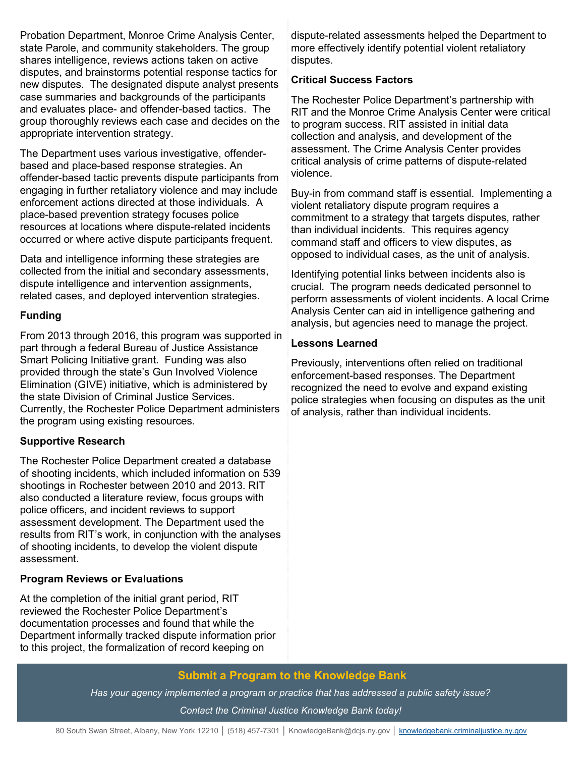Probation Department, Monroe Crime Analysis Center, state Parole, and community stakeholders. The group shares intelligence, reviews actions taken on active disputes, and brainstorms potential response tactics for new disputes. The designated dispute analyst presents case summaries and backgrounds of the participants and evaluates place- and offender-based tactics. The group thoroughly reviews each case and decides on the appropriate intervention strategy.

The Department uses various investigative, offender-based and place-based response strategies. An offender-based tactic prevents dispute participants from engaging in further retaliatory violence and may include enforcement actions directed at those individuals. A place-based prevention strategy focuses police resources at locations where dispute-related incidents occurred or where active dispute participants frequent.

Data and intelligence informing these strategies are collected from the initial and secondary assessments, dispute intelligence and intervention assignments, related cases, and deployed intervention strategies.

### Funding

From 2013 through 2016, this program was supported in part through a federal Bureau of Justice Assistance Smart Policing Initiative grant. Funding was also provided through the state's Gun Involved Violence Elimination (GIVE) initiative, which is administered by the state Division of Criminal Justice Services. Currently, the Rochester Police Department administers the program using existing resources.

### Supportive Research

The Rochester Police Department created a database of shooting incidents, which included information on 539 shootings in Rochester between 2010 and 2013. RIT also conducted a literature review, focus groups with police officers, and incident reviews to support assessment development. The Department used the results from RIT's work, in conjunction with the analyses of shooting incidents, to develop the violent dispute assessment.

### Program Reviews or Evaluations

At the completion of the initial grant period, RIT reviewed the Rochester Police Department's documentation processes and found that while the Department informally tracked dispute information prior to this project, the formalization of record keeping on dispute-related assessments helped the Department to more effectively identify potential violent retaliatory disputes.

### Critical Success Factors

The Rochester Police Department's partnership with RIT and the Monroe Crime Analysis Center were critical to program success. RIT assisted in initial data collection and analysis, and development of the assessment. The Crime Analysis Center provides critical analysis of crime patterns of dispute-related violence.

Buy-in from command staff is essential. Implementing a violent retaliatory dispute program requires a commitment to a strategy that targets disputes, rather than individual incidents. This requires agency command staff and officers to view disputes, as opposed to individual cases, as the unit of analysis.

Identifying potential links between incidents also is crucial. The program needs dedicated personnel to perform assessments of violent incidents. A local Crime Analysis Center can aid in intelligence gathering and analysis, but agencies need to manage the project.

### Lessons Learned

Previously, interventions often relied on traditional enforcement-based responses. The Department recognized the need to evolve and expand existing police strategies when focusing on disputes as the unit of analysis, rather than individual incidents.

## Submit a Program to the Knowledge Bank

*Has your agency implemented a program or practice that has addressed a public safety issue?*

*Contact the Criminal Justice Knowledge Bank today!*

80 South Swan Street, Albany, New York 12210 | (518) 457-7301 | KnowledgeBank@dcjs.ny.gov | knowledgebank.criminaljustice.ny.gov